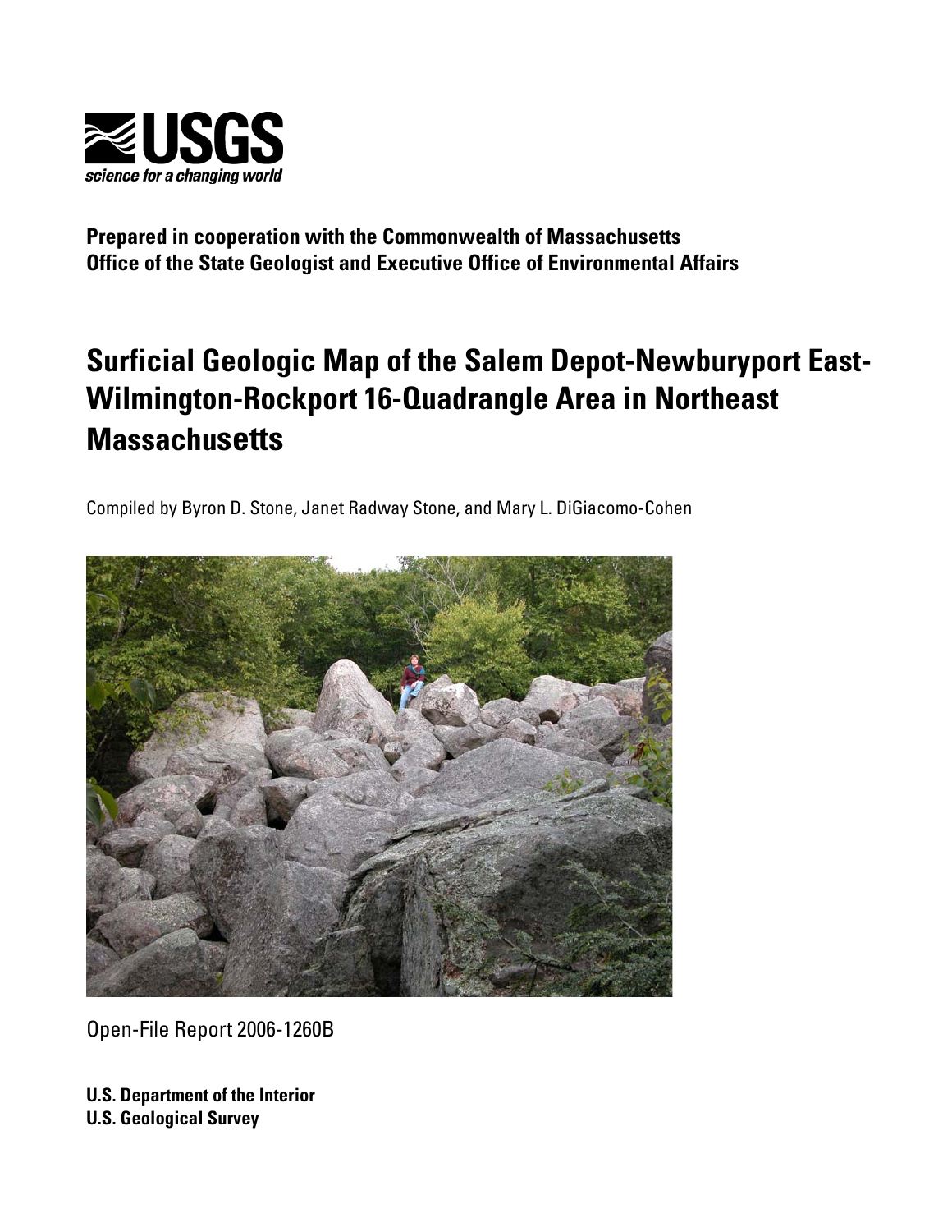USGS
science for a changing world

**Prepared in cooperation with the Commonwealth of Massachusetts**
**Office of the State Geologist and Executive Office of Environmental Affairs**

# Surficial Geologic Map of the Salem Depot-Newburyport East-Wilmington-Rockport 16-Quadrangle Area in Northeast Massachusetts

Compiled by Byron D. Stone, Janet Radway Stone, and Mary L. DiGiacomo-Cohen

Open-File Report 2006-1260B

**U.S. Department of the Interior**
**U.S. Geological Survey**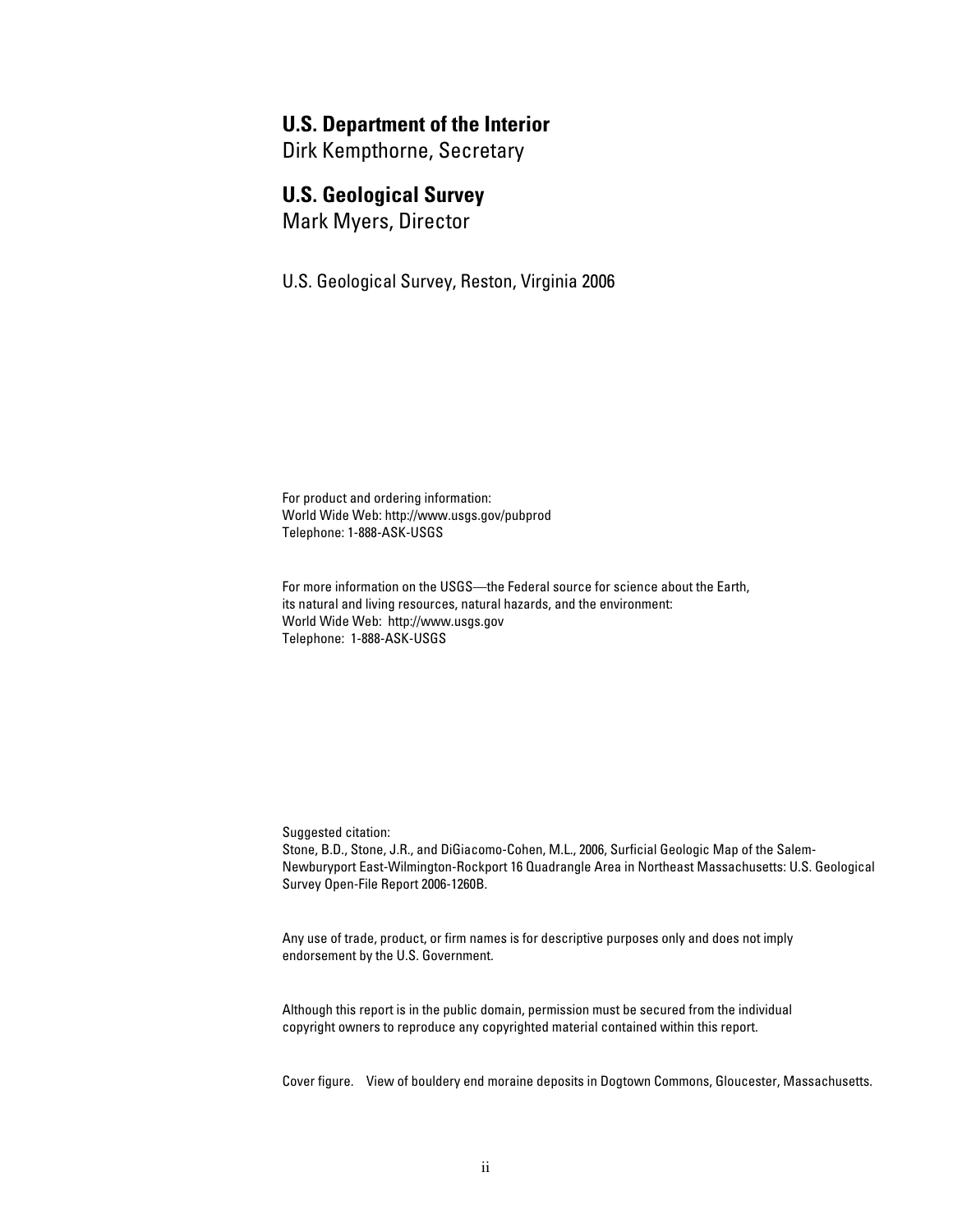**U.S. Department of the Interior**
Dirk Kempthorne, Secretary

**U.S. Geological Survey**
Mark Myers, Director

U.S. Geological Survey, Reston, Virginia 2006

For product and ordering information:
World Wide Web: http://www.usgs.gov/pubprod
Telephone: 1-888-ASK-USGS

For more information on the USGS—the Federal source for science about the Earth,
its natural and living resources, natural hazards, and the environment:
World Wide Web: http://www.usgs.gov
Telephone: 1-888-ASK-USGS

Suggested citation:
Stone, B.D., Stone, J.R., and DiGiacomo-Cohen, M.L., 2006, Surficial Geologic Map of the Salem-Newburyport East-Wilmington-Rockport 16 Quadrangle Area in Northeast Massachusetts: U.S. Geological Survey Open-File Report 2006-1260B.

Any use of trade, product, or firm names is for descriptive purposes only and does not imply endorsement by the U.S. Government.

Although this report is in the public domain, permission must be secured from the individual copyright owners to reproduce any copyrighted material contained within this report.

Cover figure. View of bouldery end moraine deposits in Dogtown Commons, Gloucester, Massachusetts.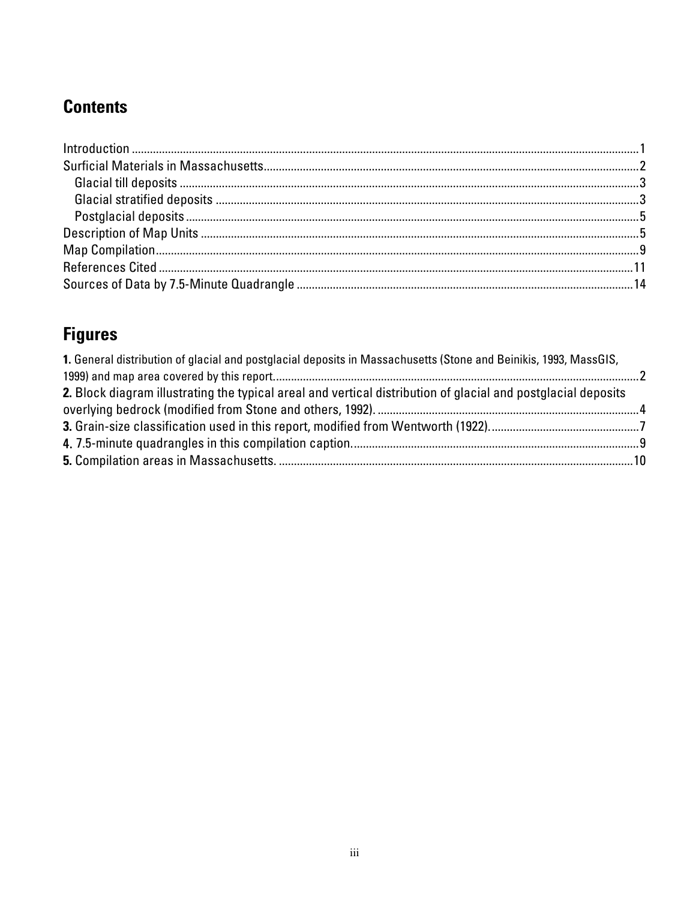## Contents

Introduction ....................................................................................................................1
Surficial Materials in Massachusetts...........................................................................2
  Glacial till deposits ......................................................................................................3
  Glacial stratified deposits ..........................................................................................3
  Postglacial deposits ....................................................................................................5
Description of Map Units ...............................................................................................5
Map Compilation..............................................................................................................9
References Cited ............................................................................................................11
Sources of Data by 7.5-Minute Quadrangle ..............................................................14

## Figures

**1.** General distribution of glacial and postglacial deposits in Massachusetts (Stone and Beinikis, 1993, MassGIS, 1999) and map area covered by this report........................................................................................2

**2.** Block diagram illustrating the typical areal and vertical distribution of glacial and postglacial deposits overlying bedrock (modified from Stone and others, 1992). ......................................................................4

**3.** Grain-size classification used in this report, modified from Wentworth (1922).................................................7

**4.** 7.5-minute quadrangles in this compilation caption...............................................................................9

**5.** Compilation areas in Massachusetts. ....................................................................................................10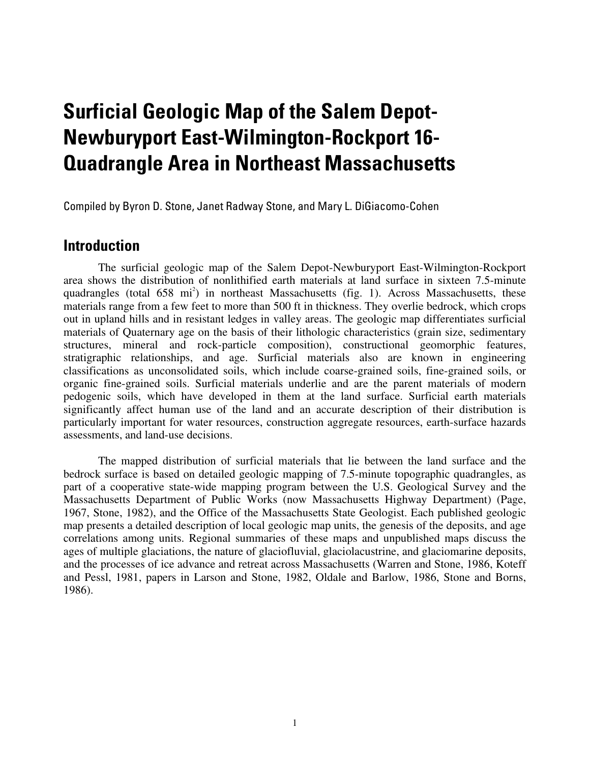# Surficial Geologic Map of the Salem Depot-Newburyport East-Wilmington-Rockport 16-Quadrangle Area in Northeast Massachusetts

Compiled by Byron D. Stone, Janet Radway Stone, and Mary L. DiGiacomo-Cohen

## Introduction

The surficial geologic map of the Salem Depot-Newburyport East-Wilmington-Rockport area shows the distribution of nonlithified earth materials at land surface in sixteen 7.5-minute quadrangles (total 658 $mi^2$) in northeast Massachusetts (fig. 1). Across Massachusetts, these materials range from a few feet to more than 500 ft in thickness. They overlie bedrock, which crops out in upland hills and in resistant ledges in valley areas. The geologic map differentiates surficial materials of Quaternary age on the basis of their lithologic characteristics (grain size, sedimentary structures, mineral and rock-particle composition), constructional geomorphic features, stratigraphic relationships, and age. Surficial materials also are known in engineering classifications as unconsolidated soils, which include coarse-grained soils, fine-grained soils, or organic fine-grained soils. Surficial materials underlie and are the parent materials of modern pedogenic soils, which have developed in them at the land surface. Surficial earth materials significantly affect human use of the land and an accurate description of their distribution is particularly important for water resources, construction aggregate resources, earth-surface hazards assessments, and land-use decisions.

The mapped distribution of surficial materials that lie between the land surface and the bedrock surface is based on detailed geologic mapping of 7.5-minute topographic quadrangles, as part of a cooperative state-wide mapping program between the U.S. Geological Survey and the Massachusetts Department of Public Works (now Massachusetts Highway Department) (Page, 1967, Stone, 1982), and the Office of the Massachusetts State Geologist. Each published geologic map presents a detailed description of local geologic map units, the genesis of the deposits, and age correlations among units. Regional summaries of these maps and unpublished maps discuss the ages of multiple glaciations, the nature of glaciofluvial, glaciolacustrine, and glaciomarine deposits, and the processes of ice advance and retreat across Massachusetts (Warren and Stone, 1986, Koteff and Pessl, 1981, papers in Larson and Stone, 1982, Oldale and Barlow, 1986, Stone and Borns, 1986).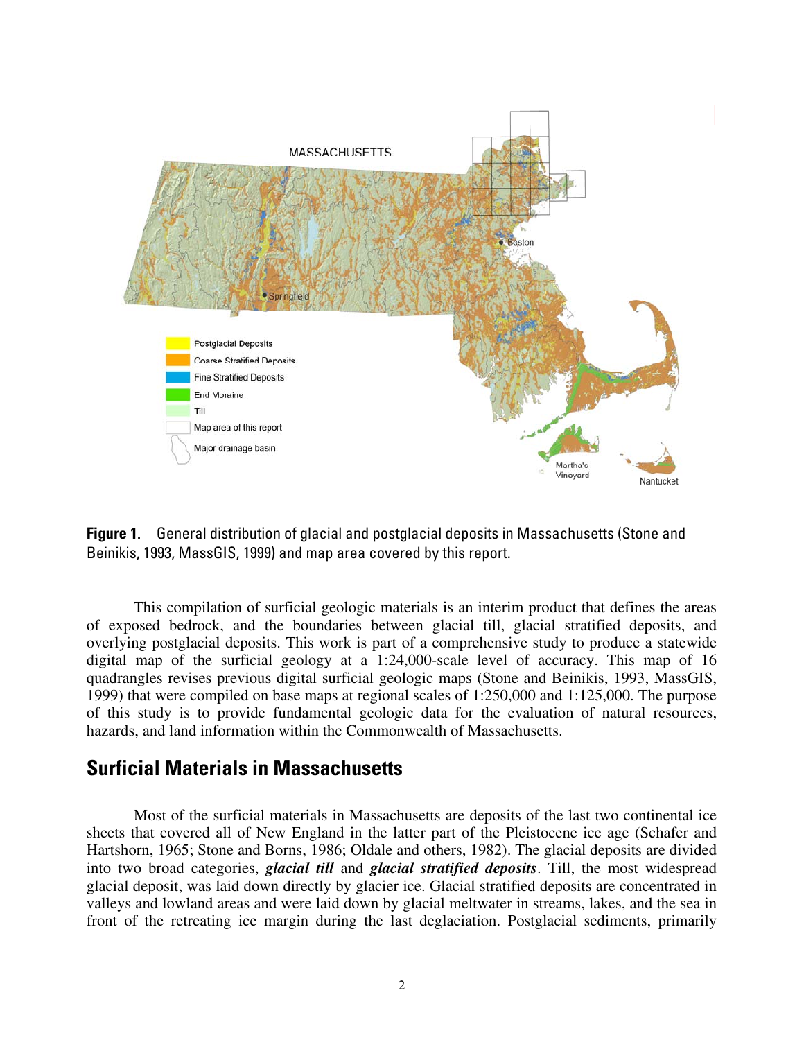**Figure 1.** General distribution of glacial and postglacial deposits in Massachusetts (Stone and Beinikis, 1993, MassGIS, 1999) and map area covered by this report.

This compilation of surficial geologic materials is an interim product that defines the areas of exposed bedrock, and the boundaries between glacial till, glacial stratified deposits, and overlying postglacial deposits. This work is part of a comprehensive study to produce a statewide digital map of the surficial geology at a 1:24,000-scale level of accuracy. This map of 16 quadrangles revises previous digital surficial geologic maps (Stone and Beinikis, 1993, MassGIS, 1999) that were compiled on base maps at regional scales of 1:250,000 and 1:125,000. The purpose of this study is to provide fundamental geologic data for the evaluation of natural resources, hazards, and land information within the Commonwealth of Massachusetts.

## Surficial Materials in Massachusetts

Most of the surficial materials in Massachusetts are deposits of the last two continental ice sheets that covered all of New England in the latter part of the Pleistocene ice age (Schafer and Hartshorn, 1965; Stone and Borns, 1986; Oldale and others, 1982). The glacial deposits are divided into two broad categories, ***glacial till*** and ***glacial stratified deposits***. Till, the most widespread glacial deposit, was laid down directly by glacier ice. Glacial stratified deposits are concentrated in valleys and lowland areas and were laid down by glacial meltwater in streams, lakes, and the sea in front of the retreating ice margin during the last deglaciation. Postglacial sediments, primarily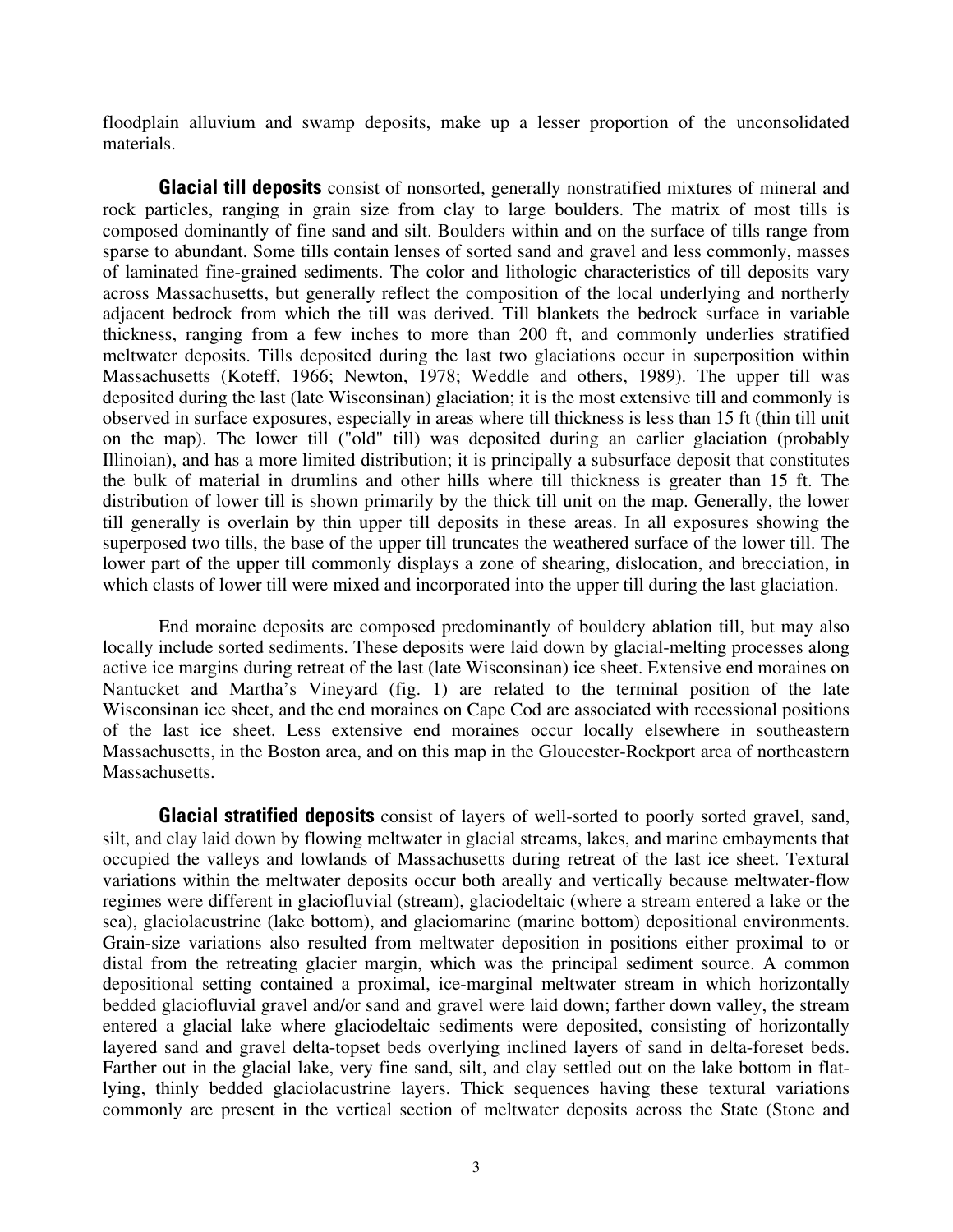floodplain alluvium and swamp deposits, make up a lesser proportion of the unconsolidated materials.

**Glacial till deposits** consist of nonsorted, generally nonstratified mixtures of mineral and rock particles, ranging in grain size from clay to large boulders. The matrix of most tills is composed dominantly of fine sand and silt. Boulders within and on the surface of tills range from sparse to abundant. Some tills contain lenses of sorted sand and gravel and less commonly, masses of laminated fine-grained sediments. The color and lithologic characteristics of till deposits vary across Massachusetts, but generally reflect the composition of the local underlying and northerly adjacent bedrock from which the till was derived. Till blankets the bedrock surface in variable thickness, ranging from a few inches to more than 200 ft, and commonly underlies stratified meltwater deposits. Tills deposited during the last two glaciations occur in superposition within Massachusetts (Koteff, 1966; Newton, 1978; Weddle and others, 1989). The upper till was deposited during the last (late Wisconsinan) glaciation; it is the most extensive till and commonly is observed in surface exposures, especially in areas where till thickness is less than 15 ft (thin till unit on the map). The lower till ("old" till) was deposited during an earlier glaciation (probably Illinoian), and has a more limited distribution; it is principally a subsurface deposit that constitutes the bulk of material in drumlins and other hills where till thickness is greater than 15 ft. The distribution of lower till is shown primarily by the thick till unit on the map. Generally, the lower till generally is overlain by thin upper till deposits in these areas. In all exposures showing the superposed two tills, the base of the upper till truncates the weathered surface of the lower till. The lower part of the upper till commonly displays a zone of shearing, dislocation, and brecciation, in which clasts of lower till were mixed and incorporated into the upper till during the last glaciation.

End moraine deposits are composed predominantly of bouldery ablation till, but may also locally include sorted sediments. These deposits were laid down by glacial-melting processes along active ice margins during retreat of the last (late Wisconsinan) ice sheet. Extensive end moraines on Nantucket and Martha's Vineyard (fig. 1) are related to the terminal position of the late Wisconsinan ice sheet, and the end moraines on Cape Cod are associated with recessional positions of the last ice sheet. Less extensive end moraines occur locally elsewhere in southeastern Massachusetts, in the Boston area, and on this map in the Gloucester-Rockport area of northeastern Massachusetts.

**Glacial stratified deposits** consist of layers of well-sorted to poorly sorted gravel, sand, silt, and clay laid down by flowing meltwater in glacial streams, lakes, and marine embayments that occupied the valleys and lowlands of Massachusetts during retreat of the last ice sheet. Textural variations within the meltwater deposits occur both areally and vertically because meltwater-flow regimes were different in glaciofluvial (stream), glaciodeltaic (where a stream entered a lake or the sea), glaciolacustrine (lake bottom), and glaciomarine (marine bottom) depositional environments. Grain-size variations also resulted from meltwater deposition in positions either proximal to or distal from the retreating glacier margin, which was the principal sediment source. A common depositional setting contained a proximal, ice-marginal meltwater stream in which horizontally bedded glaciofluvial gravel and/or sand and gravel were laid down; farther down valley, the stream entered a glacial lake where glaciodeltaic sediments were deposited, consisting of horizontally layered sand and gravel delta-topset beds overlying inclined layers of sand in delta-foreset beds. Farther out in the glacial lake, very fine sand, silt, and clay settled out on the lake bottom in flat-lying, thinly bedded glaciolacustrine layers. Thick sequences having these textural variations commonly are present in the vertical section of meltwater deposits across the State (Stone and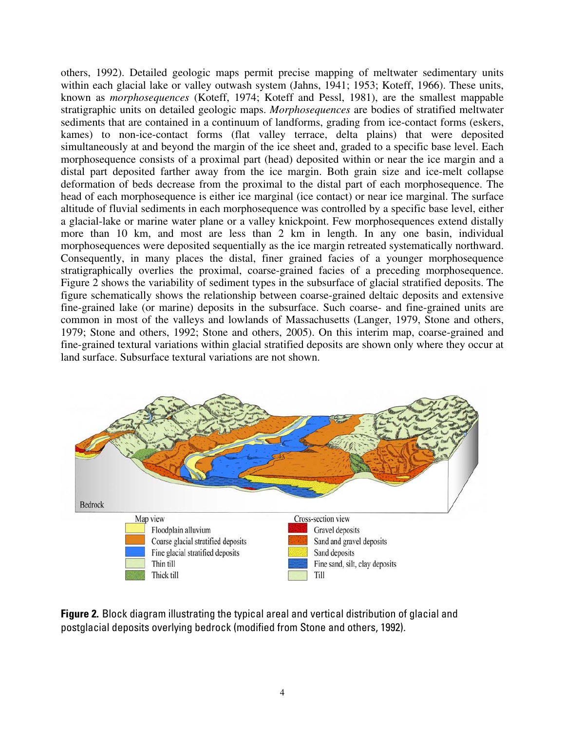others, 1992). Detailed geologic maps permit precise mapping of meltwater sedimentary units within each glacial lake or valley outwash system (Jahns, 1941; 1953; Koteff, 1966). These units, known as *morphosequences* (Koteff, 1974; Koteff and Pessl, 1981), are the smallest mappable stratigraphic units on detailed geologic maps. *Morphosequences* are bodies of stratified meltwater sediments that are contained in a continuum of landforms, grading from ice-contact forms (eskers, kames) to non-ice-contact forms (flat valley terrace, delta plains) that were deposited simultaneously at and beyond the margin of the ice sheet and, graded to a specific base level. Each morphosequence consists of a proximal part (head) deposited within or near the ice margin and a distal part deposited farther away from the ice margin. Both grain size and ice-melt collapse deformation of beds decrease from the proximal to the distal part of each morphosequence. The head of each morphosequence is either ice marginal (ice contact) or near ice marginal. The surface altitude of fluvial sediments in each morphosequence was controlled by a specific base level, either a glacial-lake or marine water plane or a valley knickpoint. Few morphosequences extend distally more than 10 km, and most are less than 2 km in length. In any one basin, individual morphosequences were deposited sequentially as the ice margin retreated systematically northward. Consequently, in many places the distal, finer grained facies of a younger morphosequence stratigraphically overlies the proximal, coarse-grained facies of a preceding morphosequence. Figure 2 shows the variability of sediment types in the subsurface of glacial stratified deposits. The figure schematically shows the relationship between coarse-grained deltaic deposits and extensive fine-grained lake (or marine) deposits in the subsurface. Such coarse- and fine-grained units are common in most of the valleys and lowlands of Massachusetts (Langer, 1979, Stone and others, 1979; Stone and others, 1992; Stone and others, 2005). On this interim map, coarse-grained and fine-grained textural variations within glacial stratified deposits are shown only where they occur at land surface. Subsurface textural variations are not shown.

Bedrock

Map view
- Floodplain alluvium
- Coarse glacial stratified deposits
- Fine glacial stratified deposits
- Thin till
- Thick till

Cross-section view
- Gravel deposits
- Sand and gravel deposits
- Sand deposits
- Fine sand, silt, clay deposits
- Till

**Figure 2.** Block diagram illustrating the typical areal and vertical distribution of glacial and postglacial deposits overlying bedrock (modified from Stone and others, 1992).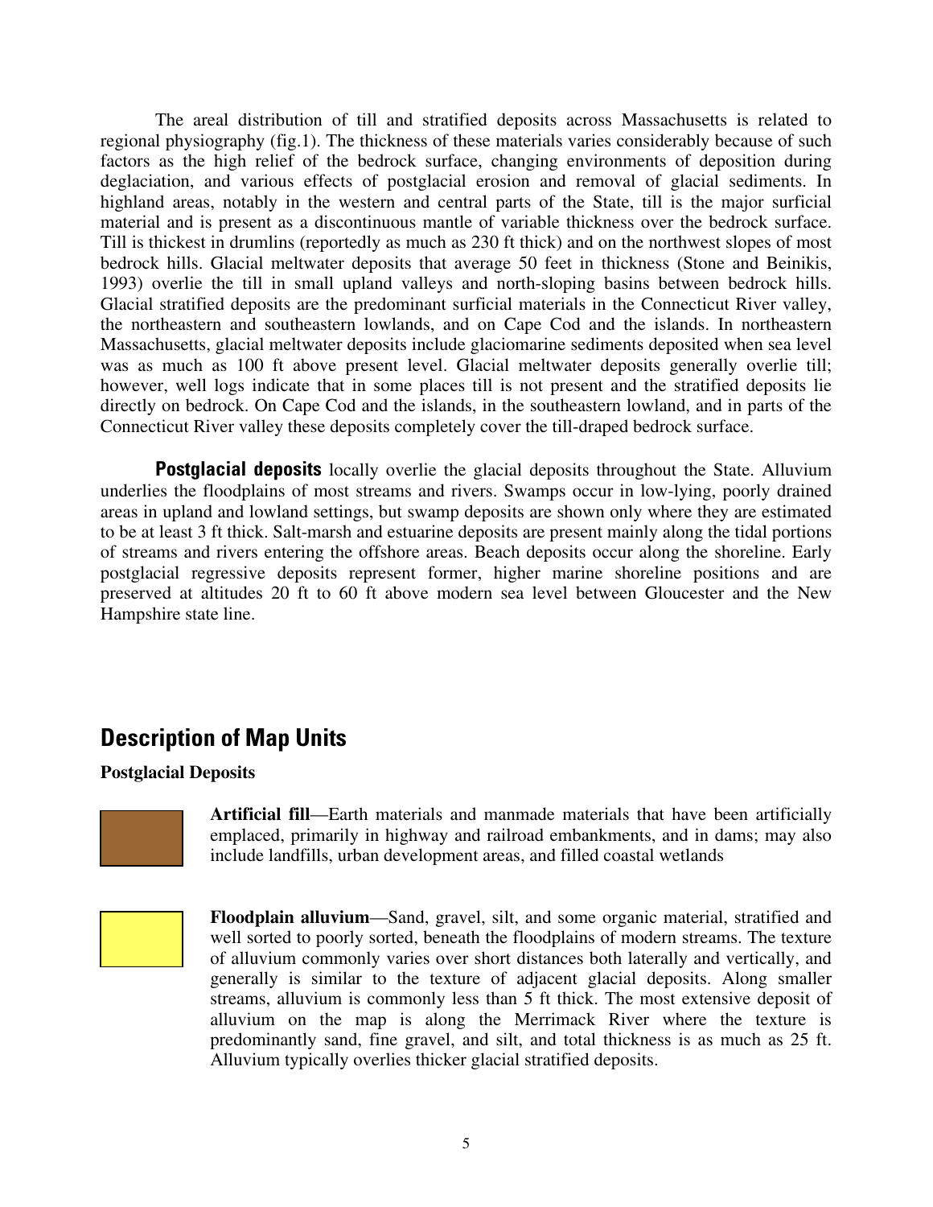The areal distribution of till and stratified deposits across Massachusetts is related to regional physiography (fig.1). The thickness of these materials varies considerably because of such factors as the high relief of the bedrock surface, changing environments of deposition during deglaciation, and various effects of postglacial erosion and removal of glacial sediments. In highland areas, notably in the western and central parts of the State, till is the major surficial material and is present as a discontinuous mantle of variable thickness over the bedrock surface. Till is thickest in drumlins (reportedly as much as 230 ft thick) and on the northwest slopes of most bedrock hills. Glacial meltwater deposits that average 50 feet in thickness (Stone and Beinikis, 1993) overlie the till in small upland valleys and north-sloping basins between bedrock hills. Glacial stratified deposits are the predominant surficial materials in the Connecticut River valley, the northeastern and southeastern lowlands, and on Cape Cod and the islands. In northeastern Massachusetts, glacial meltwater deposits include glaciomarine sediments deposited when sea level was as much as 100 ft above present level. Glacial meltwater deposits generally overlie till; however, well logs indicate that in some places till is not present and the stratified deposits lie directly on bedrock. On Cape Cod and the islands, in the southeastern lowland, and in parts of the Connecticut River valley these deposits completely cover the till-draped bedrock surface.

**Postglacial deposits** locally overlie the glacial deposits throughout the State. Alluvium underlies the floodplains of most streams and rivers. Swamps occur in low-lying, poorly drained areas in upland and lowland settings, but swamp deposits are shown only where they are estimated to be at least 3 ft thick. Salt-marsh and estuarine deposits are present mainly along the tidal portions of streams and rivers entering the offshore areas. Beach deposits occur along the shoreline. Early postglacial regressive deposits represent former, higher marine shoreline positions and are preserved at altitudes 20 ft to 60 ft above modern sea level between Gloucester and the New Hampshire state line.

## Description of Map Units

### Postglacial Deposits

**Artificial fill**—Earth materials and manmade materials that have been artificially emplaced, primarily in highway and railroad embankments, and in dams; may also include landfills, urban development areas, and filled coastal wetlands

**Floodplain alluvium**—Sand, gravel, silt, and some organic material, stratified and well sorted to poorly sorted, beneath the floodplains of modern streams. The texture of alluvium commonly varies over short distances both laterally and vertically, and generally is similar to the texture of adjacent glacial deposits. Along smaller streams, alluvium is commonly less than 5 ft thick. The most extensive deposit of alluvium on the map is along the Merrimack River where the texture is predominantly sand, fine gravel, and silt, and total thickness is as much as 25 ft. Alluvium typically overlies thicker glacial stratified deposits.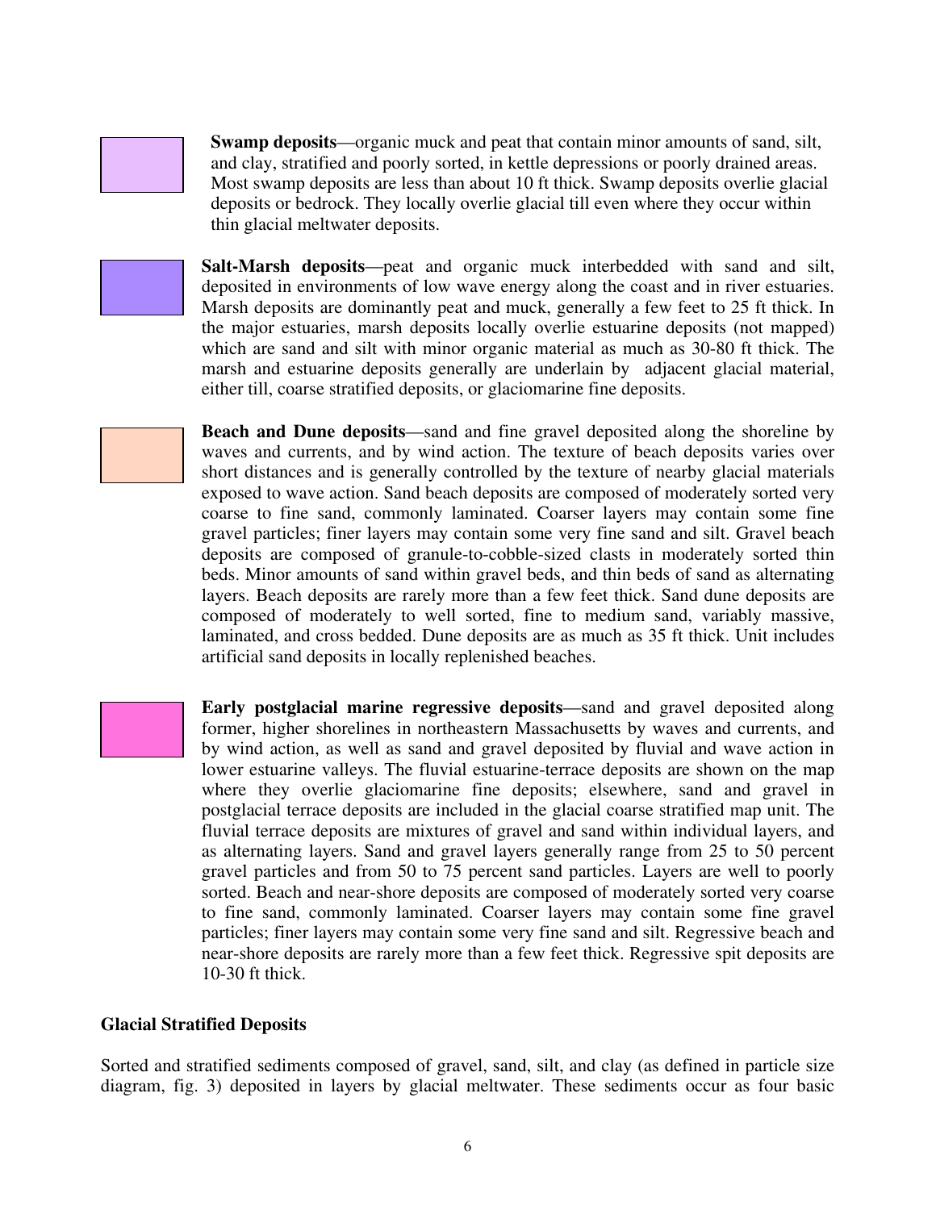**Swamp deposits**—organic muck and peat that contain minor amounts of sand, silt, and clay, stratified and poorly sorted, in kettle depressions or poorly drained areas. Most swamp deposits are less than about 10 ft thick. Swamp deposits overlie glacial deposits or bedrock. They locally overlie glacial till even where they occur within thin glacial meltwater deposits.

**Salt-Marsh deposits**—peat and organic muck interbedded with sand and silt, deposited in environments of low wave energy along the coast and in river estuaries. Marsh deposits are dominantly peat and muck, generally a few feet to 25 ft thick. In the major estuaries, marsh deposits locally overlie estuarine deposits (not mapped) which are sand and silt with minor organic material as much as 30-80 ft thick. The marsh and estuarine deposits generally are underlain by adjacent glacial material, either till, coarse stratified deposits, or glaciomarine fine deposits.

**Beach and Dune deposits**—sand and fine gravel deposited along the shoreline by waves and currents, and by wind action. The texture of beach deposits varies over short distances and is generally controlled by the texture of nearby glacial materials exposed to wave action. Sand beach deposits are composed of moderately sorted very coarse to fine sand, commonly laminated. Coarser layers may contain some fine gravel particles; finer layers may contain some very fine sand and silt. Gravel beach deposits are composed of granule-to-cobble-sized clasts in moderately sorted thin beds. Minor amounts of sand within gravel beds, and thin beds of sand as alternating layers. Beach deposits are rarely more than a few feet thick. Sand dune deposits are composed of moderately to well sorted, fine to medium sand, variably massive, laminated, and cross bedded. Dune deposits are as much as 35 ft thick. Unit includes artificial sand deposits in locally replenished beaches.

**Early postglacial marine regressive deposits**—sand and gravel deposited along former, higher shorelines in northeastern Massachusetts by waves and currents, and by wind action, as well as sand and gravel deposited by fluvial and wave action in lower estuarine valleys. The fluvial estuarine-terrace deposits are shown on the map where they overlie glaciomarine fine deposits; elsewhere, sand and gravel in postglacial terrace deposits are included in the glacial coarse stratified map unit. The fluvial terrace deposits are mixtures of gravel and sand within individual layers, and as alternating layers. Sand and gravel layers generally range from 25 to 50 percent gravel particles and from 50 to 75 percent sand particles. Layers are well to poorly sorted. Beach and near-shore deposits are composed of moderately sorted very coarse to fine sand, commonly laminated. Coarser layers may contain some fine gravel particles; finer layers may contain some very fine sand and silt. Regressive beach and near-shore deposits are rarely more than a few feet thick. Regressive spit deposits are 10-30 ft thick.

## Glacial Stratified Deposits

Sorted and stratified sediments composed of gravel, sand, silt, and clay (as defined in particle size diagram, fig. 3) deposited in layers by glacial meltwater. These sediments occur as four basic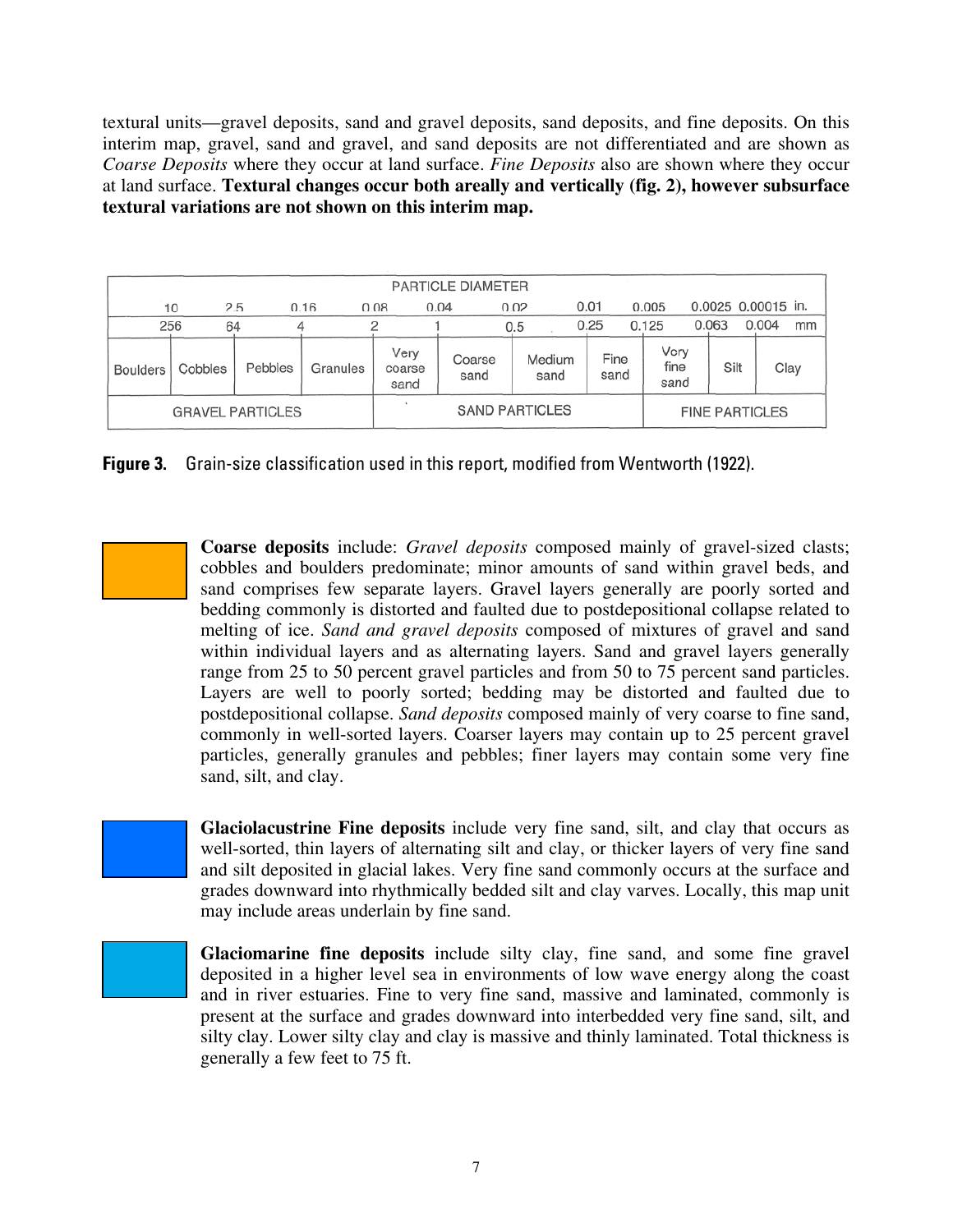textural units—gravel deposits, sand and gravel deposits, sand deposits, and fine deposits. On this interim map, gravel, sand and gravel, and sand deposits are not differentiated and are shown as *Coarse Deposits* where they occur at land surface. *Fine Deposits* also are shown where they occur at land surface. **Textural changes occur both areally and vertically (fig. 2), however subsurface textural variations are not shown on this interim map.**

| PARTICLE DIAMETER | | | | | | | | | | |
|---|---|---|---|---|---|---|---|---|---|---|
| 10 | 2.5 | 0.16 | 0.08 | 0.04 | 0.02 | 0.01 | 0.005 | 0.0025 | 0.00015 | in. |
| 256 | 64 | 4 | 2 | 1 | 0.5 | 0.25 | 0.125 | 0.063 | 0.004 | mm |
| Boulders | Cobbles | Pebbles | Granules | Very coarse sand | Coarse sand | Medium sand | Fine sand | Very fine sand | Silt | Clay |
| GRAVEL PARTICLES | | | | SAND PARTICLES | | | | FINE PARTICLES | | |

**Figure 3.** Grain-size classification used in this report, modified from Wentworth (1922).

**Coarse deposits** include: *Gravel deposits* composed mainly of gravel-sized clasts; cobbles and boulders predominate; minor amounts of sand within gravel beds, and sand comprises few separate layers. Gravel layers generally are poorly sorted and bedding commonly is distorted and faulted due to postdepositional collapse related to melting of ice. *Sand and gravel deposits* composed of mixtures of gravel and sand within individual layers and as alternating layers. Sand and gravel layers generally range from 25 to 50 percent gravel particles and from 50 to 75 percent sand particles. Layers are well to poorly sorted; bedding may be distorted and faulted due to postdepositional collapse. *Sand deposits* composed mainly of very coarse to fine sand, commonly in well-sorted layers. Coarser layers may contain up to 25 percent gravel particles, generally granules and pebbles; finer layers may contain some very fine sand, silt, and clay.

**Glaciolacustrine Fine deposits** include very fine sand, silt, and clay that occurs as well-sorted, thin layers of alternating silt and clay, or thicker layers of very fine sand and silt deposited in glacial lakes. Very fine sand commonly occurs at the surface and grades downward into rhythmically bedded silt and clay varves. Locally, this map unit may include areas underlain by fine sand.

**Glaciomarine fine deposits** include silty clay, fine sand, and some fine gravel deposited in a higher level sea in environments of low wave energy along the coast and in river estuaries. Fine to very fine sand, massive and laminated, commonly is present at the surface and grades downward into interbedded very fine sand, silt, and silty clay. Lower silty clay and clay is massive and thinly laminated. Total thickness is generally a few feet to 75 ft.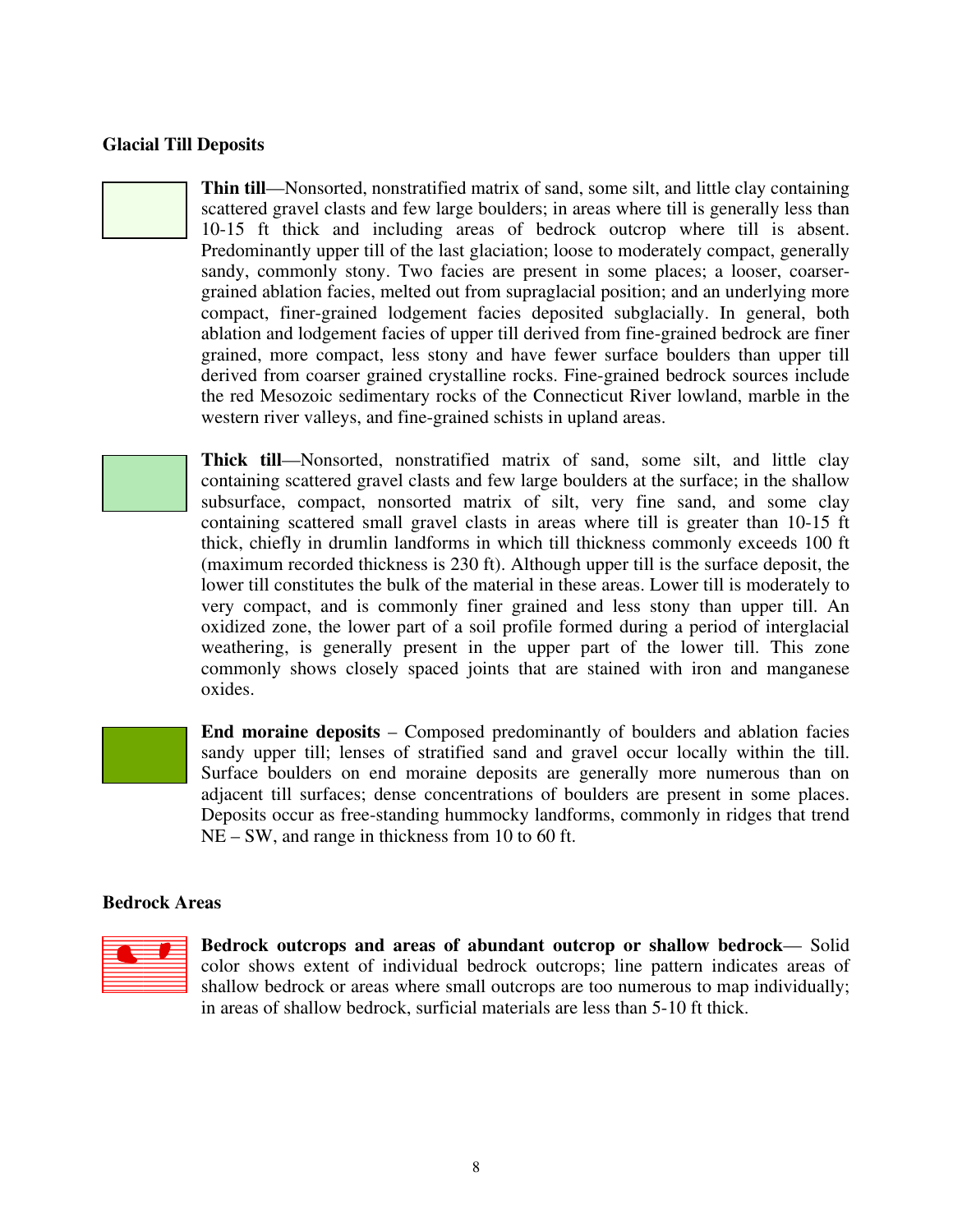### Glacial Till Deposits

**Thin till**—Nonsorted, nonstratified matrix of sand, some silt, and little clay containing scattered gravel clasts and few large boulders; in areas where till is generally less than 10-15 ft thick and including areas of bedrock outcrop where till is absent. Predominantly upper till of the last glaciation; loose to moderately compact, generally sandy, commonly stony. Two facies are present in some places; a looser, coarser-grained ablation facies, melted out from supraglacial position; and an underlying more compact, finer-grained lodgement facies deposited subglacially. In general, both ablation and lodgement facies of upper till derived from fine-grained bedrock are finer grained, more compact, less stony and have fewer surface boulders than upper till derived from coarser grained crystalline rocks. Fine-grained bedrock sources include the red Mesozoic sedimentary rocks of the Connecticut River lowland, marble in the western river valleys, and fine-grained schists in upland areas.

**Thick till**—Nonsorted, nonstratified matrix of sand, some silt, and little clay containing scattered gravel clasts and few large boulders at the surface; in the shallow subsurface, compact, nonsorted matrix of silt, very fine sand, and some clay containing scattered small gravel clasts in areas where till is greater than 10-15 ft thick, chiefly in drumlin landforms in which till thickness commonly exceeds 100 ft (maximum recorded thickness is 230 ft). Although upper till is the surface deposit, the lower till constitutes the bulk of the material in these areas. Lower till is moderately to very compact, and is commonly finer grained and less stony than upper till. An oxidized zone, the lower part of a soil profile formed during a period of interglacial weathering, is generally present in the upper part of the lower till. This zone commonly shows closely spaced joints that are stained with iron and manganese oxides.

**End moraine deposits** – Composed predominantly of boulders and ablation facies sandy upper till; lenses of stratified sand and gravel occur locally within the till. Surface boulders on end moraine deposits are generally more numerous than on adjacent till surfaces; dense concentrations of boulders are present in some places. Deposits occur as free-standing hummocky landforms, commonly in ridges that trend NE – SW, and range in thickness from 10 to 60 ft.

### Bedrock Areas

**Bedrock outcrops and areas of abundant outcrop or shallow bedrock**— Solid color shows extent of individual bedrock outcrops; line pattern indicates areas of shallow bedrock or areas where small outcrops are too numerous to map individually; in areas of shallow bedrock, surficial materials are less than 5-10 ft thick.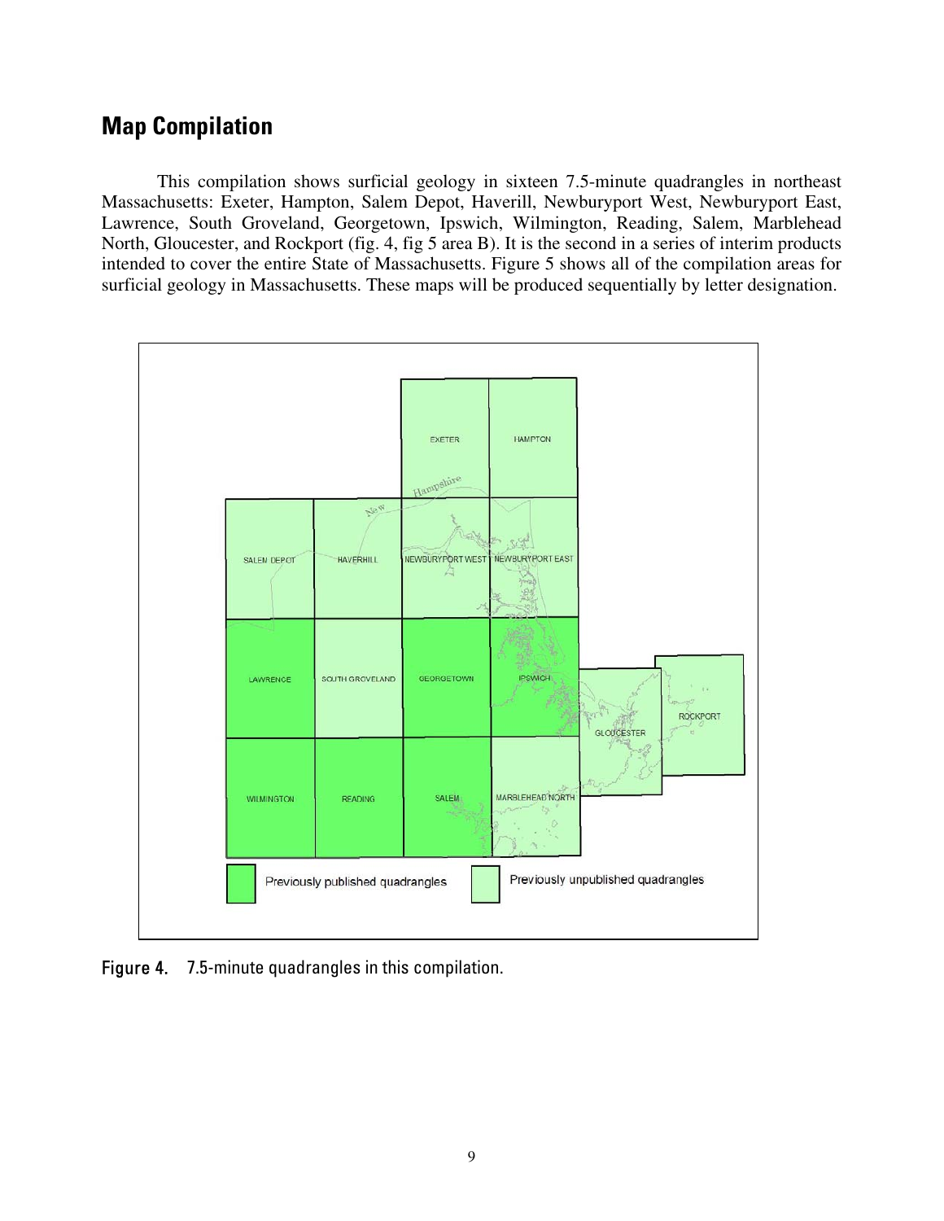## Map Compilation

This compilation shows surficial geology in sixteen 7.5-minute quadrangles in northeast Massachusetts: Exeter, Hampton, Salem Depot, Haverill, Newburyport West, Newburyport East, Lawrence, South Groveland, Georgetown, Ipswich, Wilmington, Reading, Salem, Marblehead North, Gloucester, and Rockport (fig. 4, fig 5 area B). It is the second in a series of interim products intended to cover the entire State of Massachusetts. Figure 5 shows all of the compilation areas for surficial geology in Massachusetts. These maps will be produced sequentially by letter designation.

Figure 4. 7.5-minute quadrangles in this compilation.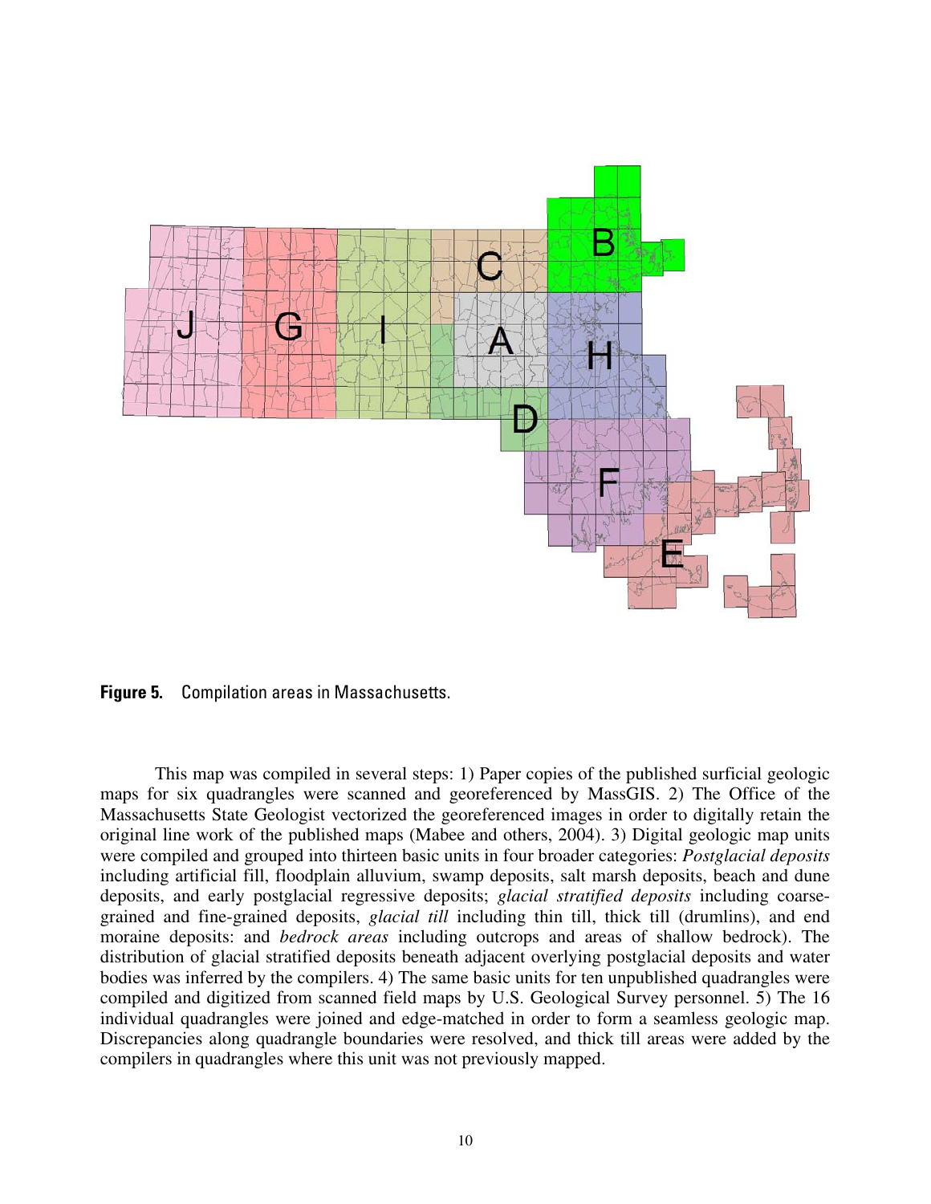**Figure 5.** Compilation areas in Massachusetts.

This map was compiled in several steps: 1) Paper copies of the published surficial geologic maps for six quadrangles were scanned and georeferenced by MassGIS. 2) The Office of the Massachusetts State Geologist vectorized the georeferenced images in order to digitally retain the original line work of the published maps (Mabee and others, 2004). 3) Digital geologic map units were compiled and grouped into thirteen basic units in four broader categories: *Postglacial deposits* including artificial fill, floodplain alluvium, swamp deposits, salt marsh deposits, beach and dune deposits, and early postglacial regressive deposits; *glacial stratified deposits* including coarse-grained and fine-grained deposits, *glacial till* including thin till, thick till (drumlins), and end moraine deposits: and *bedrock areas* including outcrops and areas of shallow bedrock). The distribution of glacial stratified deposits beneath adjacent overlying postglacial deposits and water bodies was inferred by the compilers. 4) The same basic units for ten unpublished quadrangles were compiled and digitized from scanned field maps by U.S. Geological Survey personnel. 5) The 16 individual quadrangles were joined and edge-matched in order to form a seamless geologic map. Discrepancies along quadrangle boundaries were resolved, and thick till areas were added by the compilers in quadrangles where this unit was not previously mapped.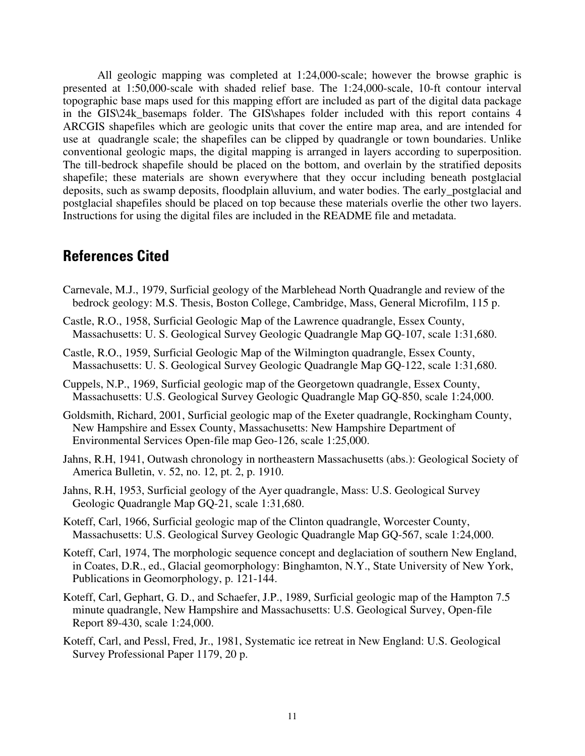All geologic mapping was completed at 1:24,000-scale; however the browse graphic is presented at 1:50,000-scale with shaded relief base. The 1:24,000-scale, 10-ft contour interval topographic base maps used for this mapping effort are included as part of the digital data package in the GIS\24k_basemaps folder. The GIS\shapes folder included with this report contains 4 ARCGIS shapefiles which are geologic units that cover the entire map area, and are intended for use at quadrangle scale; the shapefiles can be clipped by quadrangle or town boundaries. Unlike conventional geologic maps, the digital mapping is arranged in layers according to superposition. The till-bedrock shapefile should be placed on the bottom, and overlain by the stratified deposits shapefile; these materials are shown everywhere that they occur including beneath postglacial deposits, such as swamp deposits, floodplain alluvium, and water bodies. The early_postglacial and postglacial shapefiles should be placed on top because these materials overlie the other two layers. Instructions for using the digital files are included in the README file and metadata.

## References Cited

Carnevale, M.J., 1979, Surficial geology of the Marblehead North Quadrangle and review of the bedrock geology: M.S. Thesis, Boston College, Cambridge, Mass, General Microfilm, 115 p.

Castle, R.O., 1958, Surficial Geologic Map of the Lawrence quadrangle, Essex County, Massachusetts: U. S. Geological Survey Geologic Quadrangle Map GQ-107, scale 1:31,680.

Castle, R.O., 1959, Surficial Geologic Map of the Wilmington quadrangle, Essex County, Massachusetts: U. S. Geological Survey Geologic Quadrangle Map GQ-122, scale 1:31,680.

Cuppels, N.P., 1969, Surficial geologic map of the Georgetown quadrangle, Essex County, Massachusetts: U.S. Geological Survey Geologic Quadrangle Map GQ-850, scale 1:24,000.

Goldsmith, Richard, 2001, Surficial geologic map of the Exeter quadrangle, Rockingham County, New Hampshire and Essex County, Massachusetts: New Hampshire Department of Environmental Services Open-file map Geo-126, scale 1:25,000.

Jahns, R.H, 1941, Outwash chronology in northeastern Massachusetts (abs.): Geological Society of America Bulletin, v. 52, no. 12, pt. 2, p. 1910.

Jahns, R.H, 1953, Surficial geology of the Ayer quadrangle, Mass: U.S. Geological Survey Geologic Quadrangle Map GQ-21, scale 1:31,680.

Koteff, Carl, 1966, Surficial geologic map of the Clinton quadrangle, Worcester County, Massachusetts: U.S. Geological Survey Geologic Quadrangle Map GQ-567, scale 1:24,000.

Koteff, Carl, 1974, The morphologic sequence concept and deglaciation of southern New England, in Coates, D.R., ed., Glacial geomorphology: Binghamton, N.Y., State University of New York, Publications in Geomorphology, p. 121-144.

Koteff, Carl, Gephart, G. D., and Schaefer, J.P., 1989, Surficial geologic map of the Hampton 7.5 minute quadrangle, New Hampshire and Massachusetts: U.S. Geological Survey, Open-file Report 89-430, scale 1:24,000.

Koteff, Carl, and Pessl, Fred, Jr., 1981, Systematic ice retreat in New England: U.S. Geological Survey Professional Paper 1179, 20 p.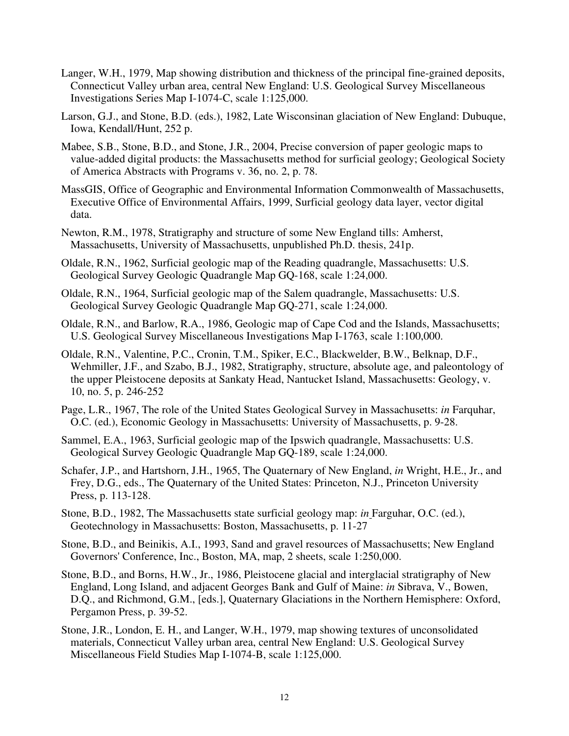Langer, W.H., 1979, Map showing distribution and thickness of the principal fine-grained deposits, Connecticut Valley urban area, central New England: U.S. Geological Survey Miscellaneous Investigations Series Map I-1074-C, scale 1:125,000.

Larson, G.J., and Stone, B.D. (eds.), 1982, Late Wisconsinan glaciation of New England: Dubuque, Iowa, Kendall/Hunt, 252 p.

Mabee, S.B., Stone, B.D., and Stone, J.R., 2004, Precise conversion of paper geologic maps to value-added digital products: the Massachusetts method for surficial geology; Geological Society of America Abstracts with Programs v. 36, no. 2, p. 78.

MassGIS, Office of Geographic and Environmental Information Commonwealth of Massachusetts, Executive Office of Environmental Affairs, 1999, Surficial geology data layer, vector digital data.

Newton, R.M., 1978, Stratigraphy and structure of some New England tills: Amherst, Massachusetts, University of Massachusetts, unpublished Ph.D. thesis, 241p.

Oldale, R.N., 1962, Surficial geologic map of the Reading quadrangle, Massachusetts: U.S. Geological Survey Geologic Quadrangle Map GQ-168, scale 1:24,000.

Oldale, R.N., 1964, Surficial geologic map of the Salem quadrangle, Massachusetts: U.S. Geological Survey Geologic Quadrangle Map GQ-271, scale 1:24,000.

Oldale, R.N., and Barlow, R.A., 1986, Geologic map of Cape Cod and the Islands, Massachusetts; U.S. Geological Survey Miscellaneous Investigations Map I-1763, scale 1:100,000.

Oldale, R.N., Valentine, P.C., Cronin, T.M., Spiker, E.C., Blackwelder, B.W., Belknap, D.F., Wehmiller, J.F., and Szabo, B.J., 1982, Stratigraphy, structure, absolute age, and paleontology of the upper Pleistocene deposits at Sankaty Head, Nantucket Island, Massachusetts: Geology, v. 10, no. 5, p. 246-252

Page, L.R., 1967, The role of the United States Geological Survey in Massachusetts: *in* Farquhar, O.C. (ed.), Economic Geology in Massachusetts: University of Massachusetts, p. 9-28.

Sammel, E.A., 1963, Surficial geologic map of the Ipswich quadrangle, Massachusetts: U.S. Geological Survey Geologic Quadrangle Map GQ-189, scale 1:24,000.

Schafer, J.P., and Hartshorn, J.H., 1965, The Quaternary of New England, *in* Wright, H.E., Jr., and Frey, D.G., eds., The Quaternary of the United States: Princeton, N.J., Princeton University Press, p. 113-128.

Stone, B.D., 1982, The Massachusetts state surficial geology map: *in* Farguhar, O.C. (ed.), Geotechnology in Massachusetts: Boston, Massachusetts, p. 11-27

Stone, B.D., and Beinikis, A.I., 1993, Sand and gravel resources of Massachusetts; New England Governors' Conference, Inc., Boston, MA, map, 2 sheets, scale 1:250,000.

Stone, B.D., and Borns, H.W., Jr., 1986, Pleistocene glacial and interglacial stratigraphy of New England, Long Island, and adjacent Georges Bank and Gulf of Maine: *in* Sibrava, V., Bowen, D.Q., and Richmond, G.M., [eds.], Quaternary Glaciations in the Northern Hemisphere: Oxford, Pergamon Press, p. 39-52.

Stone, J.R., London, E. H., and Langer, W.H., 1979, map showing textures of unconsolidated materials, Connecticut Valley urban area, central New England: U.S. Geological Survey Miscellaneous Field Studies Map I-1074-B, scale 1:125,000.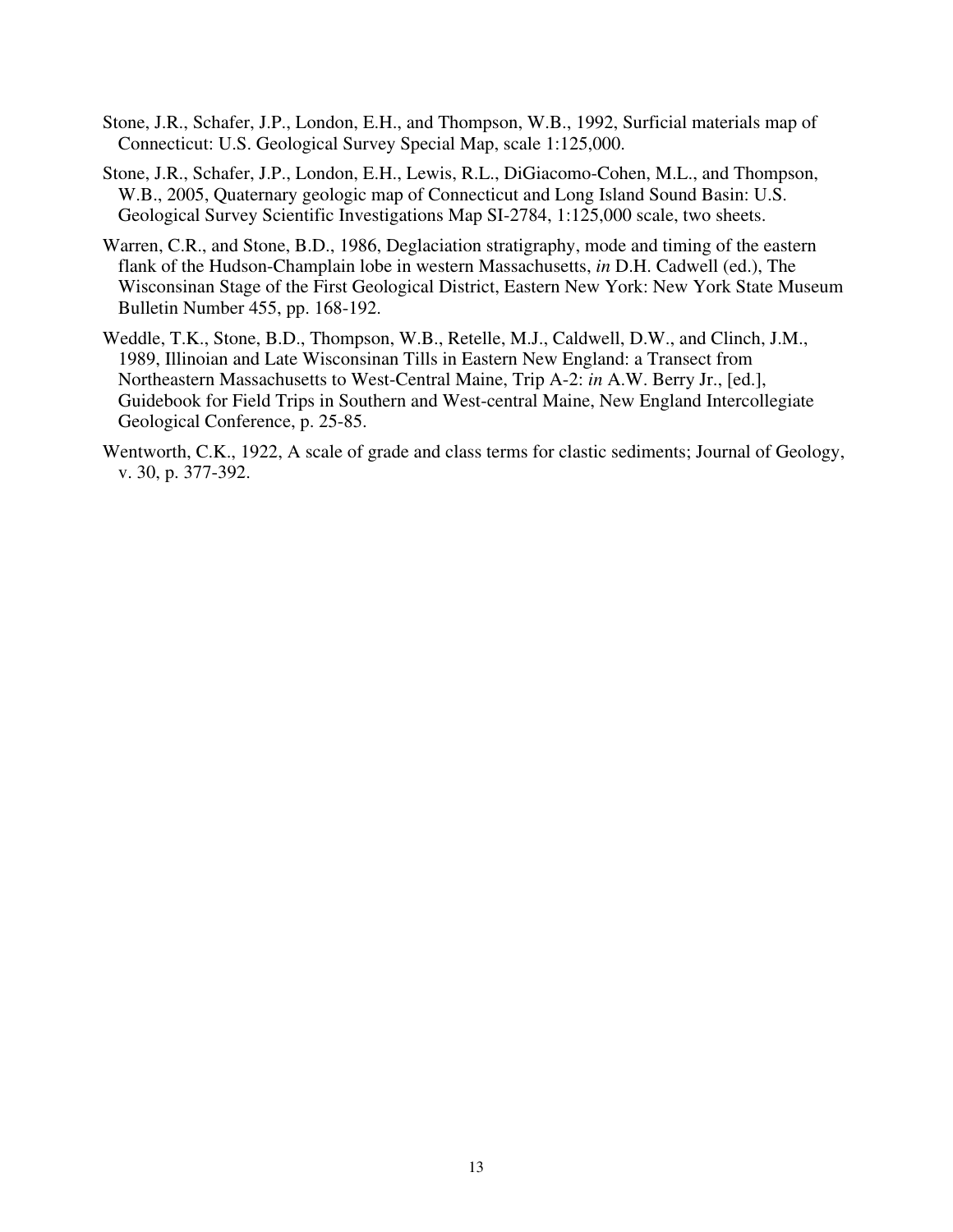Stone, J.R., Schafer, J.P., London, E.H., and Thompson, W.B., 1992, Surficial materials map of Connecticut: U.S. Geological Survey Special Map, scale 1:125,000.

Stone, J.R., Schafer, J.P., London, E.H., Lewis, R.L., DiGiacomo-Cohen, M.L., and Thompson, W.B., 2005, Quaternary geologic map of Connecticut and Long Island Sound Basin: U.S. Geological Survey Scientific Investigations Map SI-2784, 1:125,000 scale, two sheets.

Warren, C.R., and Stone, B.D., 1986, Deglaciation stratigraphy, mode and timing of the eastern flank of the Hudson-Champlain lobe in western Massachusetts, *in* D.H. Cadwell (ed.), The Wisconsinan Stage of the First Geological District, Eastern New York: New York State Museum Bulletin Number 455, pp. 168-192.

Weddle, T.K., Stone, B.D., Thompson, W.B., Retelle, M.J., Caldwell, D.W., and Clinch, J.M., 1989, Illinoian and Late Wisconsinan Tills in Eastern New England: a Transect from Northeastern Massachusetts to West-Central Maine, Trip A-2: *in* A.W. Berry Jr., [ed.], Guidebook for Field Trips in Southern and West-central Maine, New England Intercollegiate Geological Conference, p. 25-85.

Wentworth, C.K., 1922, A scale of grade and class terms for clastic sediments; Journal of Geology, v. 30, p. 377-392.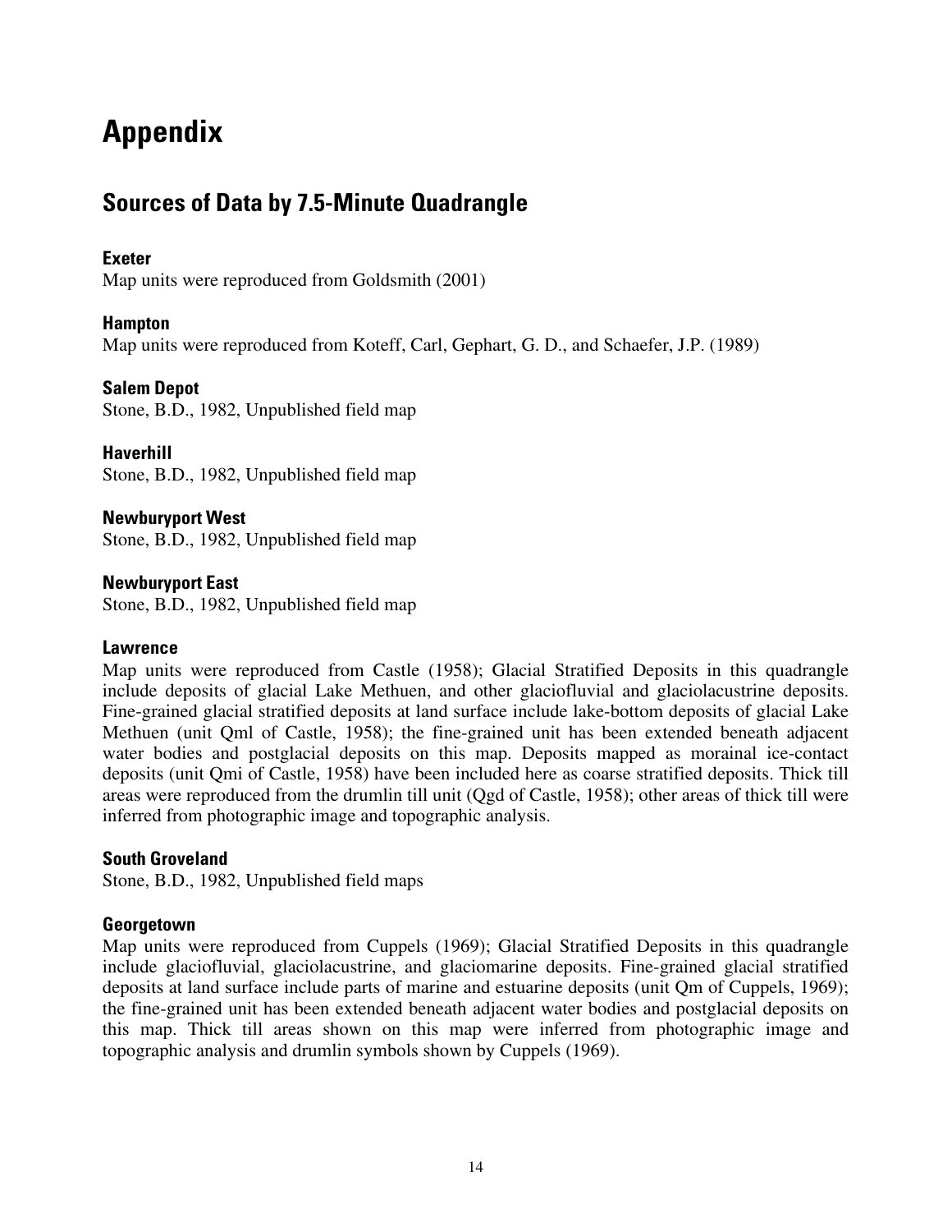# Appendix

## Sources of Data by 7.5-Minute Quadrangle

### Exeter

Map units were reproduced from Goldsmith (2001)

### Hampton

Map units were reproduced from Koteff, Carl, Gephart, G. D., and Schaefer, J.P. (1989)

### Salem Depot

Stone, B.D., 1982, Unpublished field map

### Haverhill

Stone, B.D., 1982, Unpublished field map

### Newburyport West

Stone, B.D., 1982, Unpublished field map

### Newburyport East

Stone, B.D., 1982, Unpublished field map

### Lawrence

Map units were reproduced from Castle (1958); Glacial Stratified Deposits in this quadrangle include deposits of glacial Lake Methuen, and other glaciofluvial and glaciolacustrine deposits. Fine-grained glacial stratified deposits at land surface include lake-bottom deposits of glacial Lake Methuen (unit Qml of Castle, 1958); the fine-grained unit has been extended beneath adjacent water bodies and postglacial deposits on this map. Deposits mapped as morainal ice-contact deposits (unit Qmi of Castle, 1958) have been included here as coarse stratified deposits. Thick till areas were reproduced from the drumlin till unit (Qgd of Castle, 1958); other areas of thick till were inferred from photographic image and topographic analysis.

### South Groveland

Stone, B.D., 1982, Unpublished field maps

### Georgetown

Map units were reproduced from Cuppels (1969); Glacial Stratified Deposits in this quadrangle include glaciofluvial, glaciolacustrine, and glaciomarine deposits. Fine-grained glacial stratified deposits at land surface include parts of marine and estuarine deposits (unit Qm of Cuppels, 1969); the fine-grained unit has been extended beneath adjacent water bodies and postglacial deposits on this map. Thick till areas shown on this map were inferred from photographic image and topographic analysis and drumlin symbols shown by Cuppels (1969).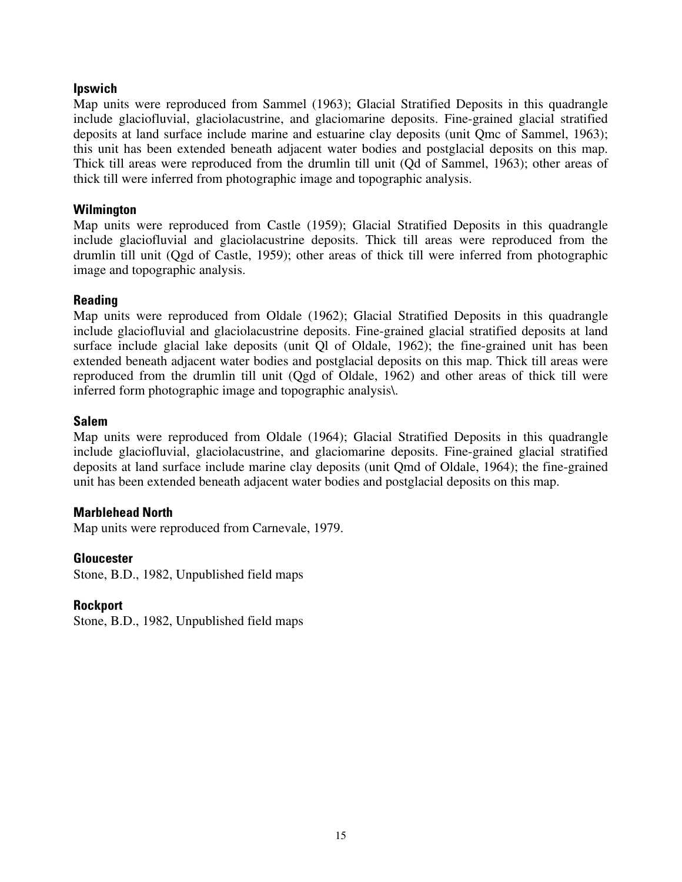### Ipswich

Map units were reproduced from Sammel (1963); Glacial Stratified Deposits in this quadrangle include glaciofluvial, glaciolacustrine, and glaciomarine deposits. Fine-grained glacial stratified deposits at land surface include marine and estuarine clay deposits (unit Qmc of Sammel, 1963); this unit has been extended beneath adjacent water bodies and postglacial deposits on this map. Thick till areas were reproduced from the drumlin till unit (Qd of Sammel, 1963); other areas of thick till were inferred from photographic image and topographic analysis.

### Wilmington

Map units were reproduced from Castle (1959); Glacial Stratified Deposits in this quadrangle include glaciofluvial and glaciolacustrine deposits. Thick till areas were reproduced from the drumlin till unit (Qgd of Castle, 1959); other areas of thick till were inferred from photographic image and topographic analysis.

### Reading

Map units were reproduced from Oldale (1962); Glacial Stratified Deposits in this quadrangle include glaciofluvial and glaciolacustrine deposits. Fine-grained glacial stratified deposits at land surface include glacial lake deposits (unit Ql of Oldale, 1962); the fine-grained unit has been extended beneath adjacent water bodies and postglacial deposits on this map. Thick till areas were reproduced from the drumlin till unit (Qgd of Oldale, 1962) and other areas of thick till were inferred form photographic image and topographic analysis\.

### Salem

Map units were reproduced from Oldale (1964); Glacial Stratified Deposits in this quadrangle include glaciofluvial, glaciolacustrine, and glaciomarine deposits. Fine-grained glacial stratified deposits at land surface include marine clay deposits (unit Qmd of Oldale, 1964); the fine-grained unit has been extended beneath adjacent water bodies and postglacial deposits on this map.

### Marblehead North

Map units were reproduced from Carnevale, 1979.

### Gloucester

Stone, B.D., 1982, Unpublished field maps

### Rockport

Stone, B.D., 1982, Unpublished field maps